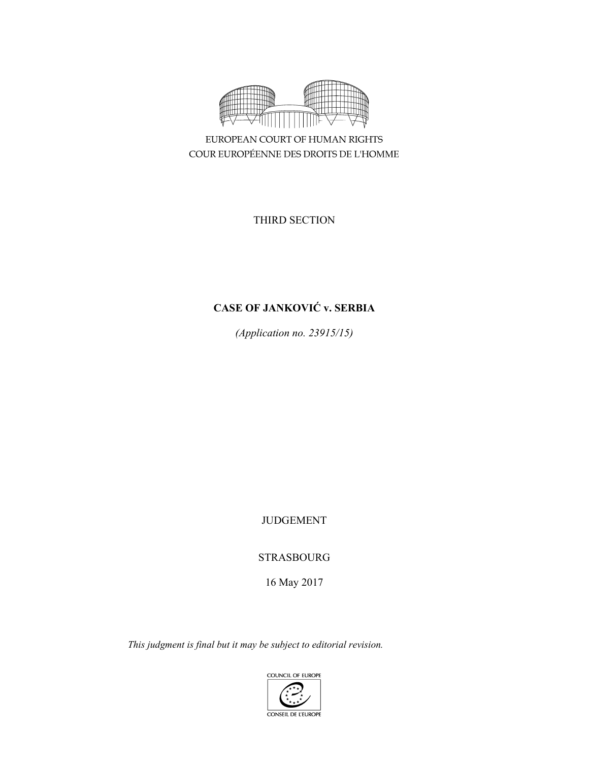EUROPEAN COURT OF HUMAN RIGHTS
COUR EUROPÉENNE DES DROITS DE L'HOMME

THIRD SECTION

**CASE OF JANKOVIĆ v. SERBIA**

*(Application no. 23915/15)*

JUDGEMENT

STRASBOURG

16 May 2017

*This judgment is final but it may be subject to editorial revision.*

COUNCIL OF EUROPE
CONSEIL DE L'EUROPE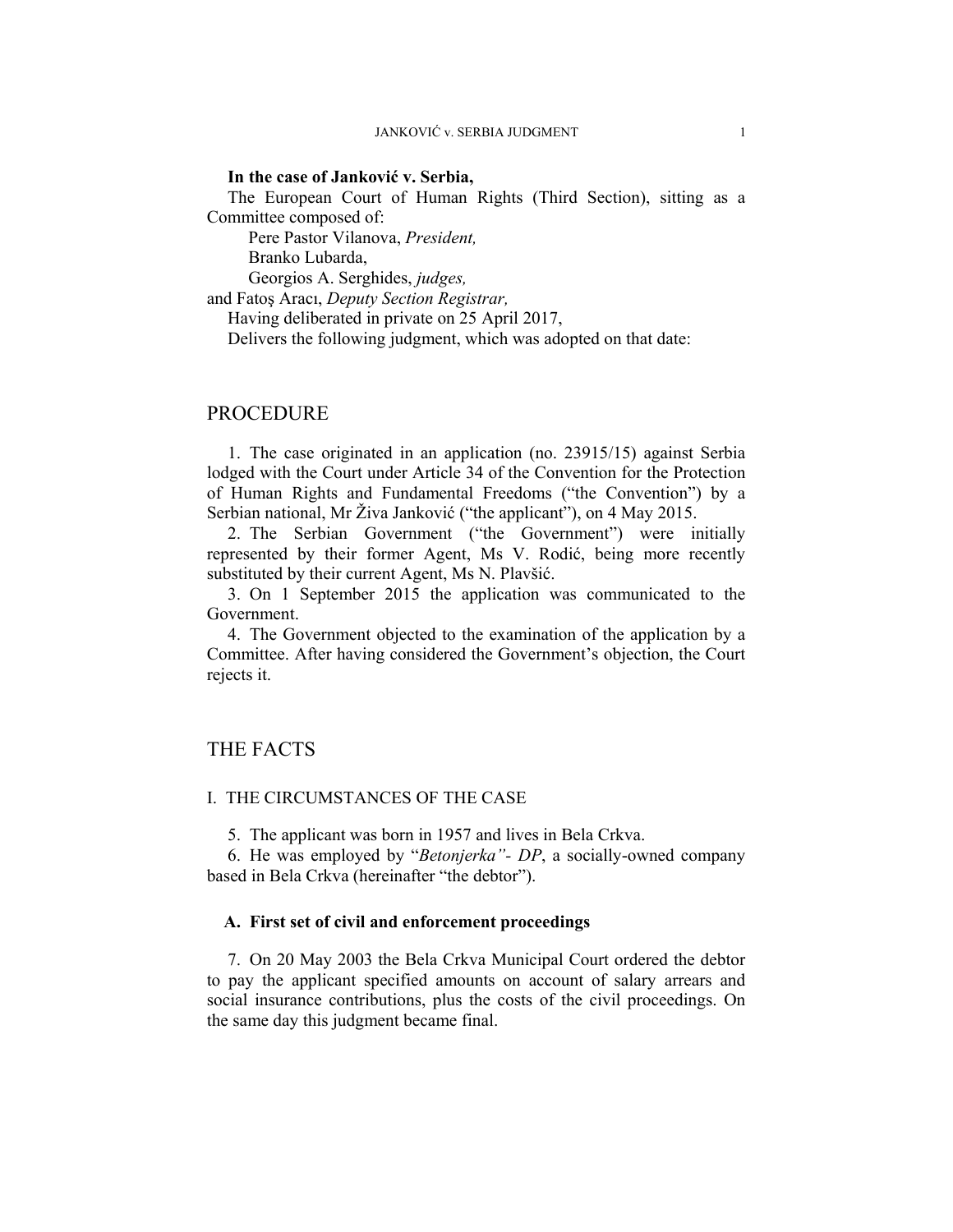**In the case of Janković v. Serbia,**

The European Court of Human Rights (Third Section), sitting as a Committee composed of:

Pere Pastor Vilanova, *President,*
Branko Lubarda,
Georgios A. Serghides, *judges,*
and Fatoş Aracı, *Deputy Section Registrar,*

Having deliberated in private on 25 April 2017,

Delivers the following judgment, which was adopted on that date:

# PROCEDURE

1. The case originated in an application (no. 23915/15) against Serbia lodged with the Court under Article 34 of the Convention for the Protection of Human Rights and Fundamental Freedoms ("the Convention") by a Serbian national, Mr Živa Janković ("the applicant"), on 4 May 2015.

2. The Serbian Government ("the Government") were initially represented by their former Agent, Ms V. Rodić, being more recently substituted by their current Agent, Ms N. Plavšić.

3. On 1 September 2015 the application was communicated to the Government.

4. The Government objected to the examination of the application by a Committee. After having considered the Government's objection, the Court rejects it.

# THE FACTS

## I. THE CIRCUMSTANCES OF THE CASE

5. The applicant was born in 1957 and lives in Bela Crkva.

6. He was employed by "*Betonjerka*"*- DP*, a socially-owned company based in Bela Crkva (hereinafter "the debtor").

### A. First set of civil and enforcement proceedings

7. On 20 May 2003 the Bela Crkva Municipal Court ordered the debtor to pay the applicant specified amounts on account of salary arrears and social insurance contributions, plus the costs of the civil proceedings. On the same day this judgment became final.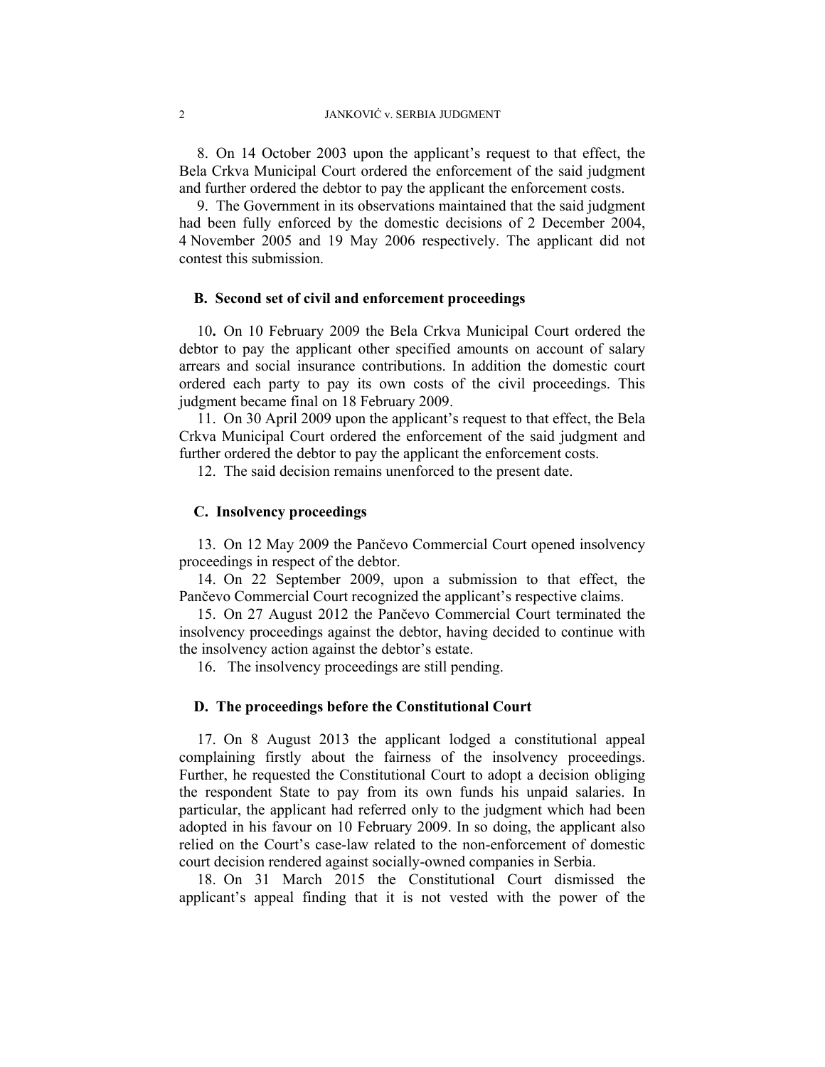8. On 14 October 2003 upon the applicant's request to that effect, the Bela Crkva Municipal Court ordered the enforcement of the said judgment and further ordered the debtor to pay the applicant the enforcement costs.

9. The Government in its observations maintained that the said judgment had been fully enforced by the domestic decisions of 2 December 2004, 4 November 2005 and 19 May 2006 respectively. The applicant did not contest this submission.

### B. Second set of civil and enforcement proceedings

10**.** On 10 February 2009 the Bela Crkva Municipal Court ordered the debtor to pay the applicant other specified amounts on account of salary arrears and social insurance contributions. In addition the domestic court ordered each party to pay its own costs of the civil proceedings. This judgment became final on 18 February 2009.

11. On 30 April 2009 upon the applicant's request to that effect, the Bela Crkva Municipal Court ordered the enforcement of the said judgment and further ordered the debtor to pay the applicant the enforcement costs.

12. The said decision remains unenforced to the present date.

### C. Insolvency proceedings

13. On 12 May 2009 the Pančevo Commercial Court opened insolvency proceedings in respect of the debtor.

14. On 22 September 2009, upon a submission to that effect, the Pančevo Commercial Court recognized the applicant's respective claims.

15. On 27 August 2012 the Pančevo Commercial Court terminated the insolvency proceedings against the debtor, having decided to continue with the insolvency action against the debtor's estate.

16. The insolvency proceedings are still pending.

### D. The proceedings before the Constitutional Court

17. On 8 August 2013 the applicant lodged a constitutional appeal complaining firstly about the fairness of the insolvency proceedings. Further, he requested the Constitutional Court to adopt a decision obliging the respondent State to pay from its own funds his unpaid salaries. In particular, the applicant had referred only to the judgment which had been adopted in his favour on 10 February 2009. In so doing, the applicant also relied on the Court's case-law related to the non-enforcement of domestic court decision rendered against socially-owned companies in Serbia.

18. On 31 March 2015 the Constitutional Court dismissed the applicant's appeal finding that it is not vested with the power of the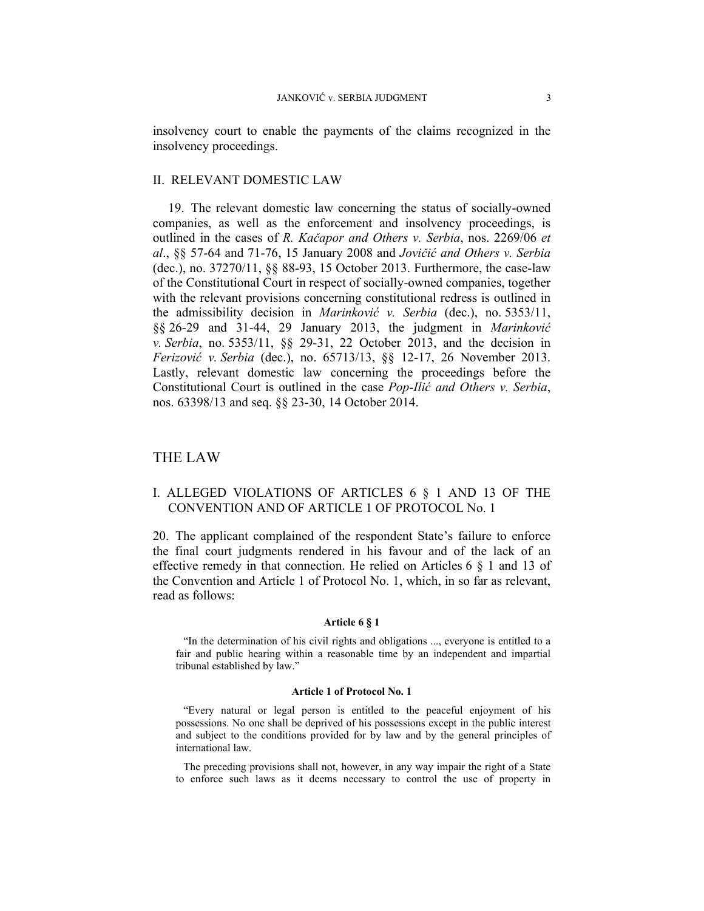insolvency court to enable the payments of the claims recognized in the insolvency proceedings.

## II. RELEVANT DOMESTIC LAW

19. The relevant domestic law concerning the status of socially-owned companies, as well as the enforcement and insolvency proceedings, is outlined in the cases of *R. Kačapor and Others v. Serbia*, nos. 2269/06 *et al*., §§ 57-64 and 71-76, 15 January 2008 and *Jovičić and Others v. Serbia* (dec.), no. 37270/11, §§ 88-93, 15 October 2013. Furthermore, the case-law of the Constitutional Court in respect of socially-owned companies, together with the relevant provisions concerning constitutional redress is outlined in the admissibility decision in *Marinković v. Serbia* (dec.), no. 5353/11, §§ 26-29 and 31-44, 29 January 2013, the judgment in *Marinković v. Serbia*, no. 5353/11, §§ 29-31, 22 October 2013, and the decision in *Ferizović v. Serbia* (dec.), no. 65713/13, §§ 12-17, 26 November 2013. Lastly, relevant domestic law concerning the proceedings before the Constitutional Court is outlined in the case *Pop-Ilić and Others v. Serbia*, nos. 63398/13 and seq. §§ 23-30, 14 October 2014.

# THE LAW

## I. ALLEGED VIOLATIONS OF ARTICLES 6 § 1 AND 13 OF THE CONVENTION AND OF ARTICLE 1 OF PROTOCOL No. 1

20. The applicant complained of the respondent State's failure to enforce the final court judgments rendered in his favour and of the lack of an effective remedy in that connection. He relied on Articles 6 § 1 and 13 of the Convention and Article 1 of Protocol No. 1, which, in so far as relevant, read as follows:

**Article 6 § 1**

"In the determination of his civil rights and obligations ..., everyone is entitled to a fair and public hearing within a reasonable time by an independent and impartial tribunal established by law."

**Article 1 of Protocol No. 1**

"Every natural or legal person is entitled to the peaceful enjoyment of his possessions. No one shall be deprived of his possessions except in the public interest and subject to the conditions provided for by law and by the general principles of international law.

The preceding provisions shall not, however, in any way impair the right of a State to enforce such laws as it deems necessary to control the use of property in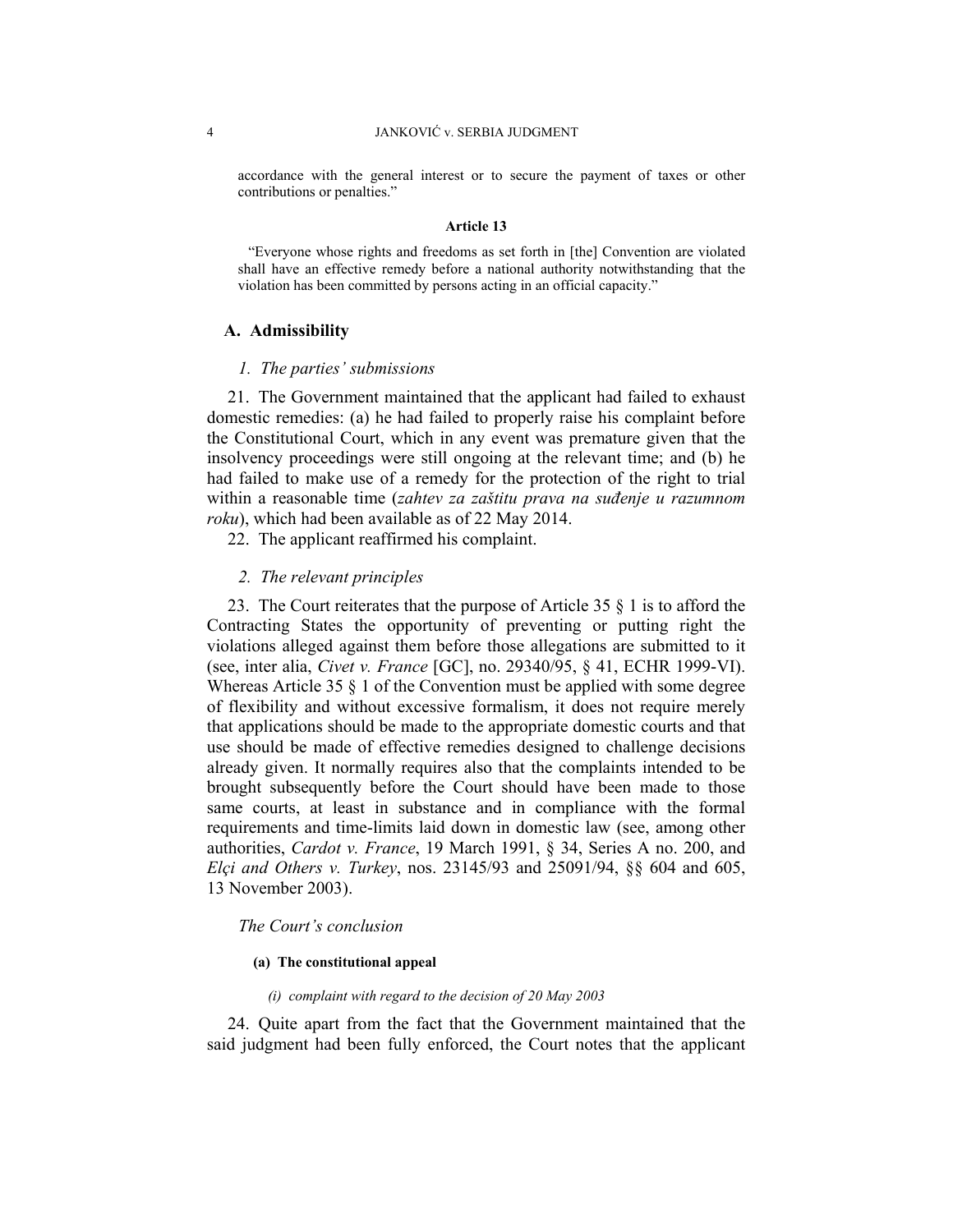accordance with the general interest or to secure the payment of taxes or other contributions or penalties."

**Article 13**

"Everyone whose rights and freedoms as set forth in [the] Convention are violated shall have an effective remedy before a national authority notwithstanding that the violation has been committed by persons acting in an official capacity."

## A. Admissibility

### *1. The parties' submissions*

21. The Government maintained that the applicant had failed to exhaust domestic remedies: (a) he had failed to properly raise his complaint before the Constitutional Court, which in any event was premature given that the insolvency proceedings were still ongoing at the relevant time; and (b) he had failed to make use of a remedy for the protection of the right to trial within a reasonable time (*zahtev za zaštitu prava na suđenje u razumnom roku*), which had been available as of 22 May 2014.

22. The applicant reaffirmed his complaint.

### *2. The relevant principles*

23. The Court reiterates that the purpose of Article 35 § 1 is to afford the Contracting States the opportunity of preventing or putting right the violations alleged against them before those allegations are submitted to it (see, inter alia, *Civet v. France* [GC], no. 29340/95, § 41, ECHR 1999-VI). Whereas Article 35 § 1 of the Convention must be applied with some degree of flexibility and without excessive formalism, it does not require merely that applications should be made to the appropriate domestic courts and that use should be made of effective remedies designed to challenge decisions already given. It normally requires also that the complaints intended to be brought subsequently before the Court should have been made to those same courts, at least in substance and in compliance with the formal requirements and time-limits laid down in domestic law (see, among other authorities, *Cardot v. France*, 19 March 1991, § 34, Series A no. 200, and *Elçi and Others v. Turkey*, nos. 23145/93 and 25091/94, §§ 604 and 605, 13 November 2003).

### *The Court's conclusion*

#### (a) The constitutional appeal

##### *(i) complaint with regard to the decision of 20 May 2003*

24. Quite apart from the fact that the Government maintained that the said judgment had been fully enforced, the Court notes that the applicant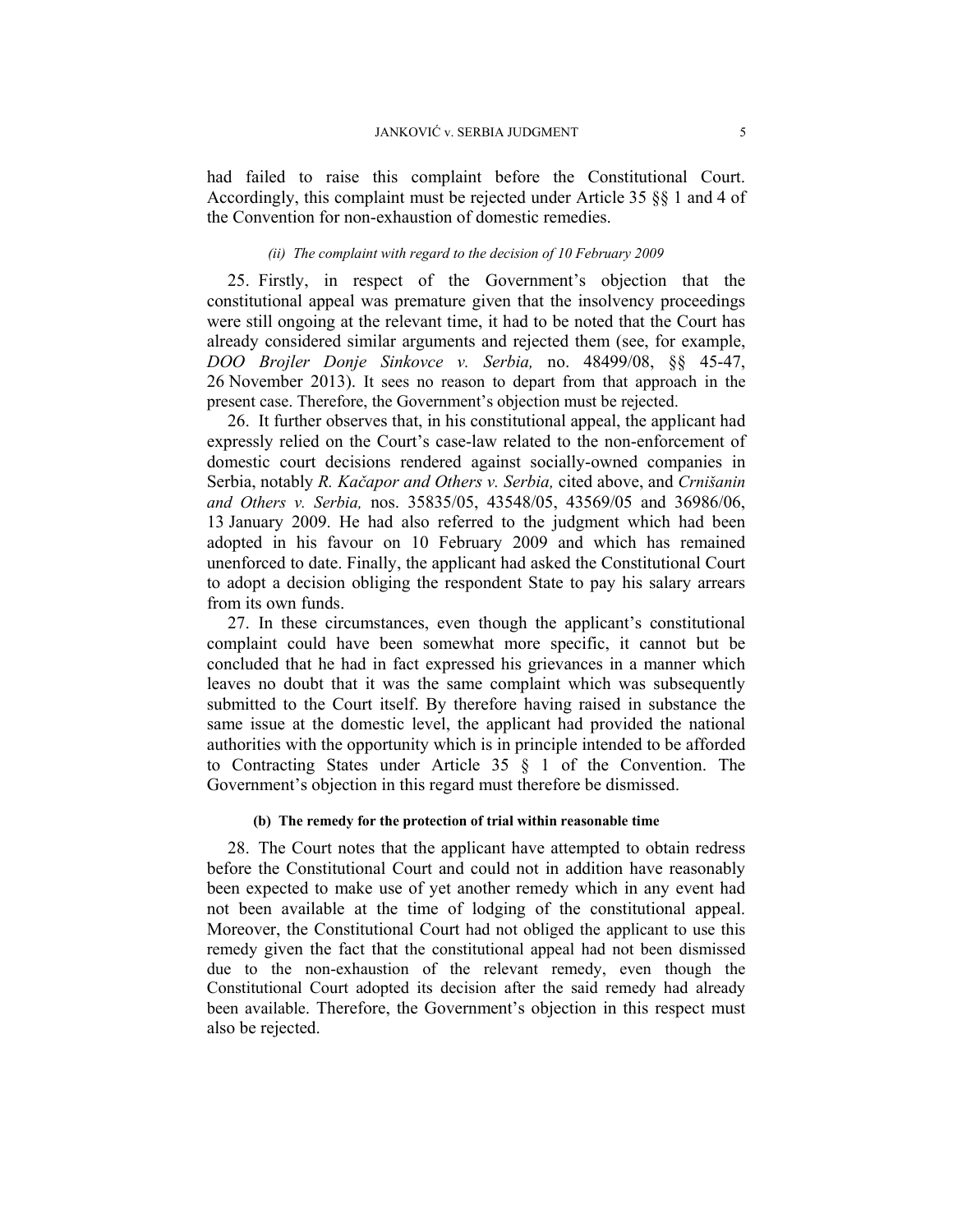had failed to raise this complaint before the Constitutional Court. Accordingly, this complaint must be rejected under Article 35 §§ 1 and 4 of the Convention for non-exhaustion of domestic remedies.

*(ii) The complaint with regard to the decision of 10 February 2009*

25. Firstly, in respect of the Government's objection that the constitutional appeal was premature given that the insolvency proceedings were still ongoing at the relevant time, it had to be noted that the Court has already considered similar arguments and rejected them (see, for example, *DOO Brojler Donje Sinkovce v. Serbia,* no. 48499/08, §§ 45-47, 26 November 2013). It sees no reason to depart from that approach in the present case. Therefore, the Government's objection must be rejected.

26. It further observes that, in his constitutional appeal, the applicant had expressly relied on the Court's case-law related to the non-enforcement of domestic court decisions rendered against socially-owned companies in Serbia, notably *R. Kačapor and Others v. Serbia,* cited above, and *Crnišanin and Others v. Serbia,* nos. 35835/05, 43548/05, 43569/05 and 36986/06, 13 January 2009. He had also referred to the judgment which had been adopted in his favour on 10 February 2009 and which has remained unenforced to date. Finally, the applicant had asked the Constitutional Court to adopt a decision obliging the respondent State to pay his salary arrears from its own funds.

27. In these circumstances, even though the applicant's constitutional complaint could have been somewhat more specific, it cannot but be concluded that he had in fact expressed his grievances in a manner which leaves no doubt that it was the same complaint which was subsequently submitted to the Court itself. By therefore having raised in substance the same issue at the domestic level, the applicant had provided the national authorities with the opportunity which is in principle intended to be afforded to Contracting States under Article 35 § 1 of the Convention. The Government's objection in this regard must therefore be dismissed.

**(b) The remedy for the protection of trial within reasonable time**

28. The Court notes that the applicant have attempted to obtain redress before the Constitutional Court and could not in addition have reasonably been expected to make use of yet another remedy which in any event had not been available at the time of lodging of the constitutional appeal. Moreover, the Constitutional Court had not obliged the applicant to use this remedy given the fact that the constitutional appeal had not been dismissed due to the non-exhaustion of the relevant remedy, even though the Constitutional Court adopted its decision after the said remedy had already been available. Therefore, the Government's objection in this respect must also be rejected.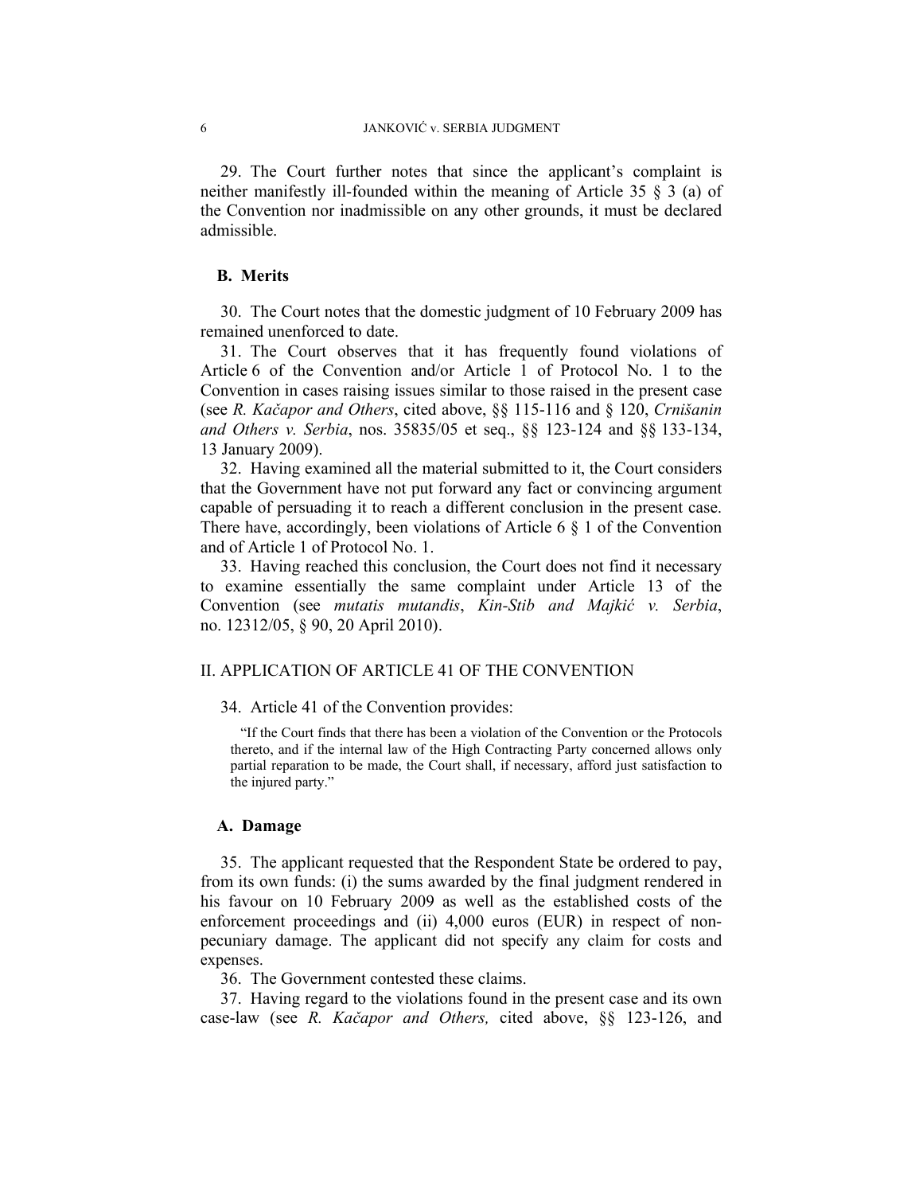29. The Court further notes that since the applicant's complaint is neither manifestly ill-founded within the meaning of Article 35 § 3 (a) of the Convention nor inadmissible on any other grounds, it must be declared admissible.

## B. Merits

30. The Court notes that the domestic judgment of 10 February 2009 has remained unenforced to date.

31. The Court observes that it has frequently found violations of Article 6 of the Convention and/or Article 1 of Protocol No. 1 to the Convention in cases raising issues similar to those raised in the present case (see *R. Kačapor and Others*, cited above, §§ 115-116 and § 120, *Crnišanin and Others v. Serbia*, nos. 35835/05 et seq., §§ 123-124 and §§ 133-134, 13 January 2009).

32. Having examined all the material submitted to it, the Court considers that the Government have not put forward any fact or convincing argument capable of persuading it to reach a different conclusion in the present case. There have, accordingly, been violations of Article 6 § 1 of the Convention and of Article 1 of Protocol No. 1.

33. Having reached this conclusion, the Court does not find it necessary to examine essentially the same complaint under Article 13 of the Convention (see *mutatis mutandis*, *Kin-Stib and Majkić v. Serbia*, no. 12312/05, § 90, 20 April 2010).

# II. APPLICATION OF ARTICLE 41 OF THE CONVENTION

34. Article 41 of the Convention provides:

> "If the Court finds that there has been a violation of the Convention or the Protocols thereto, and if the internal law of the High Contracting Party concerned allows only partial reparation to be made, the Court shall, if necessary, afford just satisfaction to the injured party."

## A. Damage

35. The applicant requested that the Respondent State be ordered to pay, from its own funds: (i) the sums awarded by the final judgment rendered in his favour on 10 February 2009 as well as the established costs of the enforcement proceedings and (ii) 4,000 euros (EUR) in respect of non-pecuniary damage. The applicant did not specify any claim for costs and expenses.

36. The Government contested these claims.

37. Having regard to the violations found in the present case and its own case-law (see *R. Kačapor and Others,* cited above, §§ 123-126, and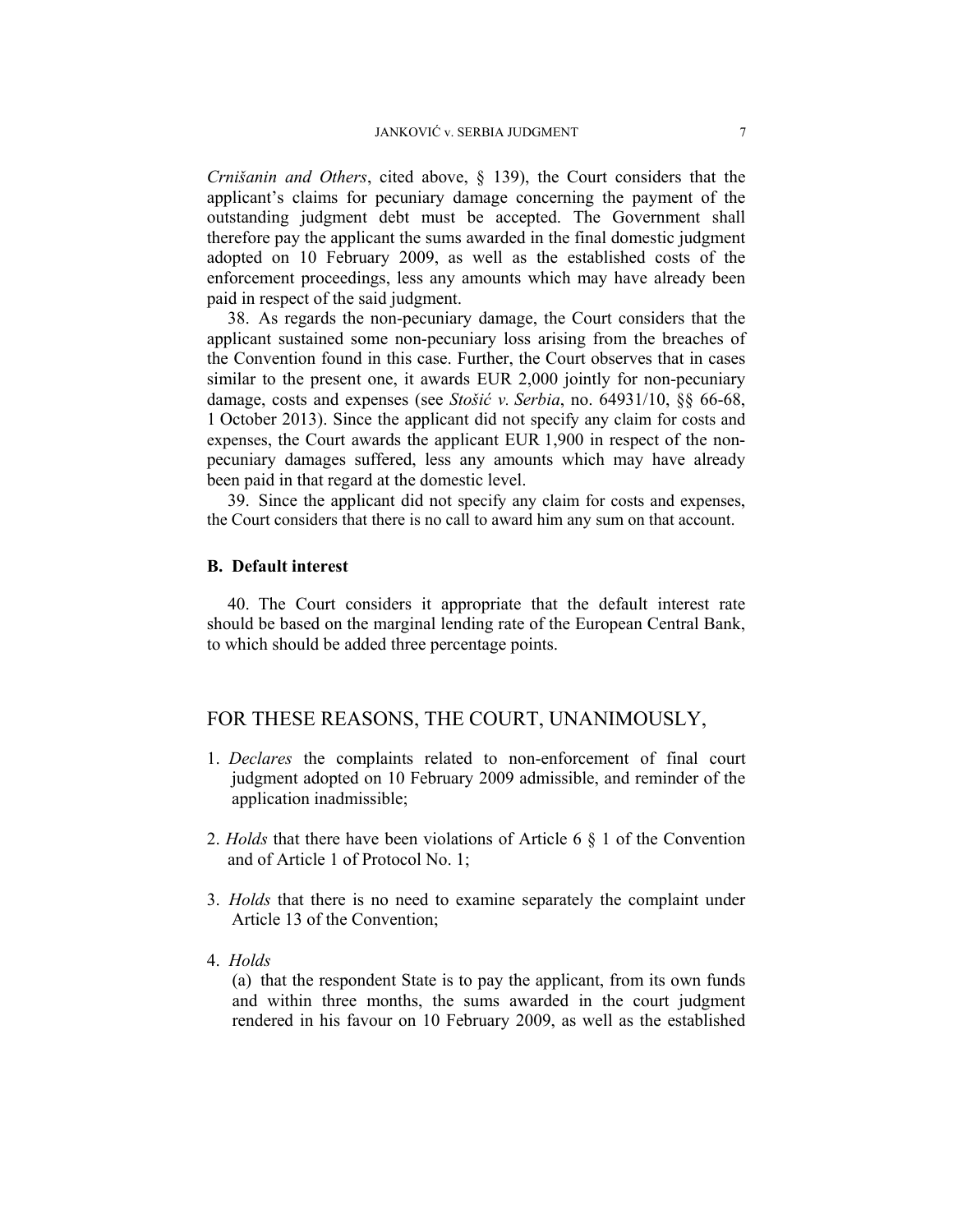*Crnišanin and Others*, cited above, § 139), the Court considers that the applicant's claims for pecuniary damage concerning the payment of the outstanding judgment debt must be accepted. The Government shall therefore pay the applicant the sums awarded in the final domestic judgment adopted on 10 February 2009, as well as the established costs of the enforcement proceedings, less any amounts which may have already been paid in respect of the said judgment.

38. As regards the non-pecuniary damage, the Court considers that the applicant sustained some non-pecuniary loss arising from the breaches of the Convention found in this case. Further, the Court observes that in cases similar to the present one, it awards EUR 2,000 jointly for non-pecuniary damage, costs and expenses (see *Stošić v. Serbia*, no. 64931/10, §§ 66-68, 1 October 2013). Since the applicant did not specify any claim for costs and expenses, the Court awards the applicant EUR 1,900 in respect of the non-pecuniary damages suffered, less any amounts which may have already been paid in that regard at the domestic level.

39. Since the applicant did not specify any claim for costs and expenses, the Court considers that there is no call to award him any sum on that account.

### B. Default interest

40. The Court considers it appropriate that the default interest rate should be based on the marginal lending rate of the European Central Bank, to which should be added three percentage points.

## FOR THESE REASONS, THE COURT, UNANIMOUSLY,

1. *Declares* the complaints related to non-enforcement of final court judgment adopted on 10 February 2009 admissible, and reminder of the application inadmissible;

2. *Holds* that there have been violations of Article 6 § 1 of the Convention and of Article 1 of Protocol No. 1;

3. *Holds* that there is no need to examine separately the complaint under Article 13 of the Convention;

4. *Holds*

   (a) that the respondent State is to pay the applicant, from its own funds and within three months, the sums awarded in the court judgment rendered in his favour on 10 February 2009, as well as the established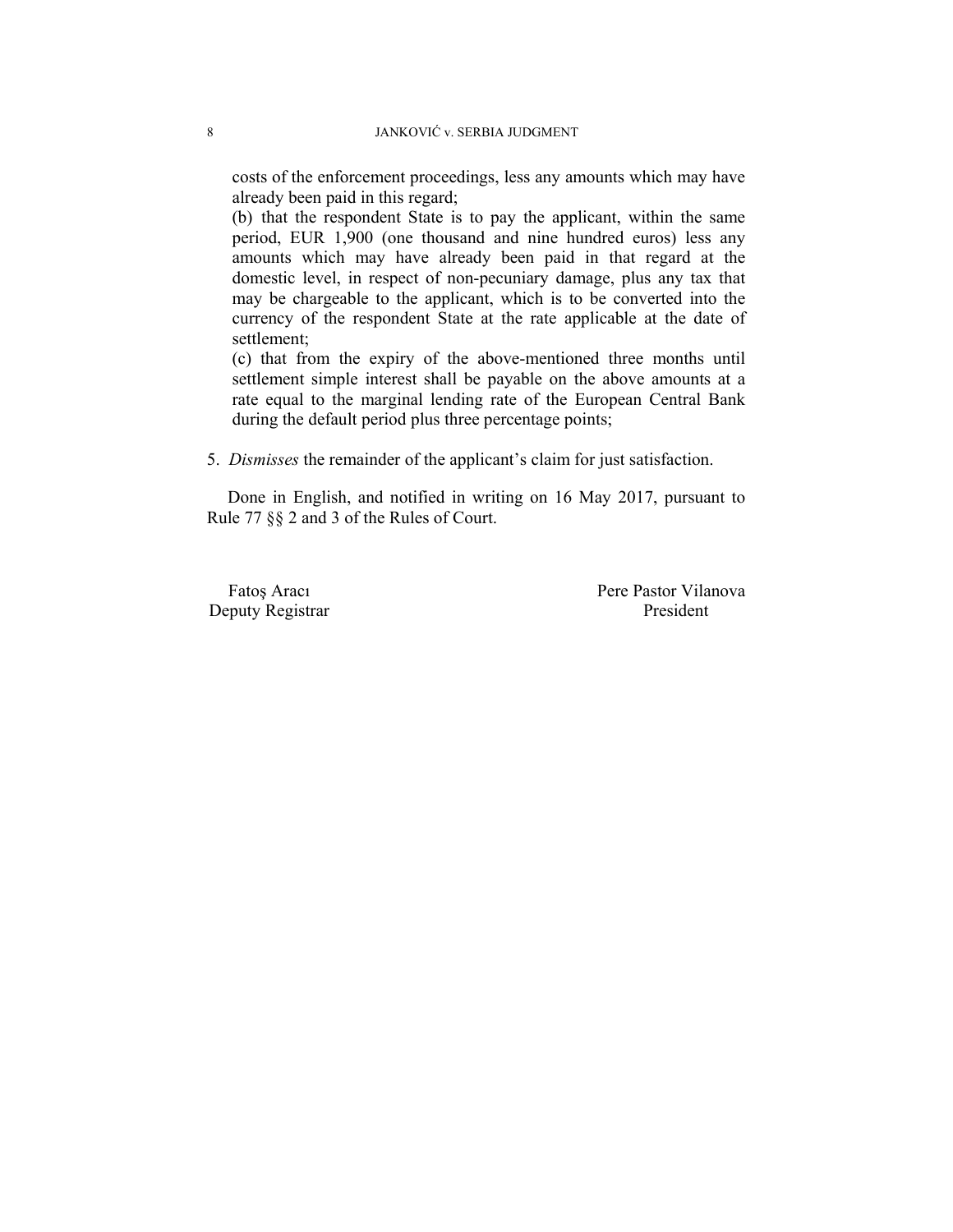costs of the enforcement proceedings, less any amounts which may have already been paid in this regard;

(b) that the respondent State is to pay the applicant, within the same period, EUR 1,900 (one thousand and nine hundred euros) less any amounts which may have already been paid in that regard at the domestic level, in respect of non-pecuniary damage, plus any tax that may be chargeable to the applicant, which is to be converted into the currency of the respondent State at the rate applicable at the date of settlement;

(c) that from the expiry of the above-mentioned three months until settlement simple interest shall be payable on the above amounts at a rate equal to the marginal lending rate of the European Central Bank during the default period plus three percentage points;

5. *Dismisses* the remainder of the applicant's claim for just satisfaction.

Done in English, and notified in writing on 16 May 2017, pursuant to Rule 77 §§ 2 and 3 of the Rules of Court.

Fatoş Aracı
Deputy Registrar

Pere Pastor Vilanova
President